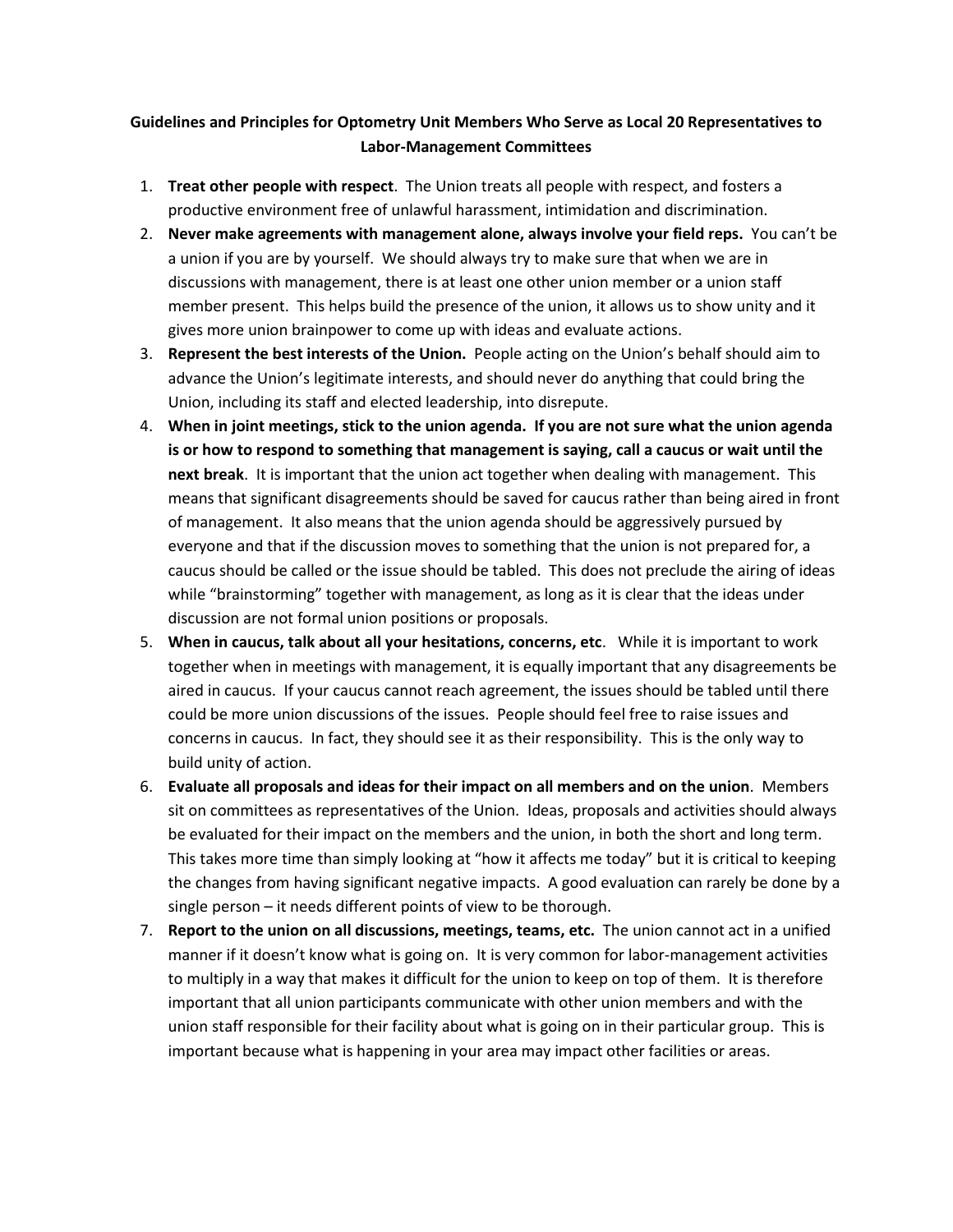**Guidelines and Principles for Optometry Unit Members Who Serve as Local 20 Representatives to Labor-Management Committees**

1. **Treat other people with respect**. The Union treats all people with respect, and fosters a productive environment free of unlawful harassment, intimidation and discrimination.
2. **Never make agreements with management alone, always involve your field reps.** You can't be a union if you are by yourself. We should always try to make sure that when we are in discussions with management, there is at least one other union member or a union staff member present. This helps build the presence of the union, it allows us to show unity and it gives more union brainpower to come up with ideas and evaluate actions.
3. **Represent the best interests of the Union.** People acting on the Union's behalf should aim to advance the Union's legitimate interests, and should never do anything that could bring the Union, including its staff and elected leadership, into disrepute.
4. **When in joint meetings, stick to the union agenda. If you are not sure what the union agenda is or how to respond to something that management is saying, call a caucus or wait until the next break**. It is important that the union act together when dealing with management. This means that significant disagreements should be saved for caucus rather than being aired in front of management. It also means that the union agenda should be aggressively pursued by everyone and that if the discussion moves to something that the union is not prepared for, a caucus should be called or the issue should be tabled. This does not preclude the airing of ideas while "brainstorming" together with management, as long as it is clear that the ideas under discussion are not formal union positions or proposals.
5. **When in caucus, talk about all your hesitations, concerns, etc**. While it is important to work together when in meetings with management, it is equally important that any disagreements be aired in caucus. If your caucus cannot reach agreement, the issues should be tabled until there could be more union discussions of the issues. People should feel free to raise issues and concerns in caucus. In fact, they should see it as their responsibility. This is the only way to build unity of action.
6. **Evaluate all proposals and ideas for their impact on all members and on the union**. Members sit on committees as representatives of the Union. Ideas, proposals and activities should always be evaluated for their impact on the members and the union, in both the short and long term. This takes more time than simply looking at "how it affects me today" but it is critical to keeping the changes from having significant negative impacts. A good evaluation can rarely be done by a single person – it needs different points of view to be thorough.
7. **Report to the union on all discussions, meetings, teams, etc.** The union cannot act in a unified manner if it doesn't know what is going on. It is very common for labor-management activities to multiply in a way that makes it difficult for the union to keep on top of them. It is therefore important that all union participants communicate with other union members and with the union staff responsible for their facility about what is going on in their particular group. This is important because what is happening in your area may impact other facilities or areas.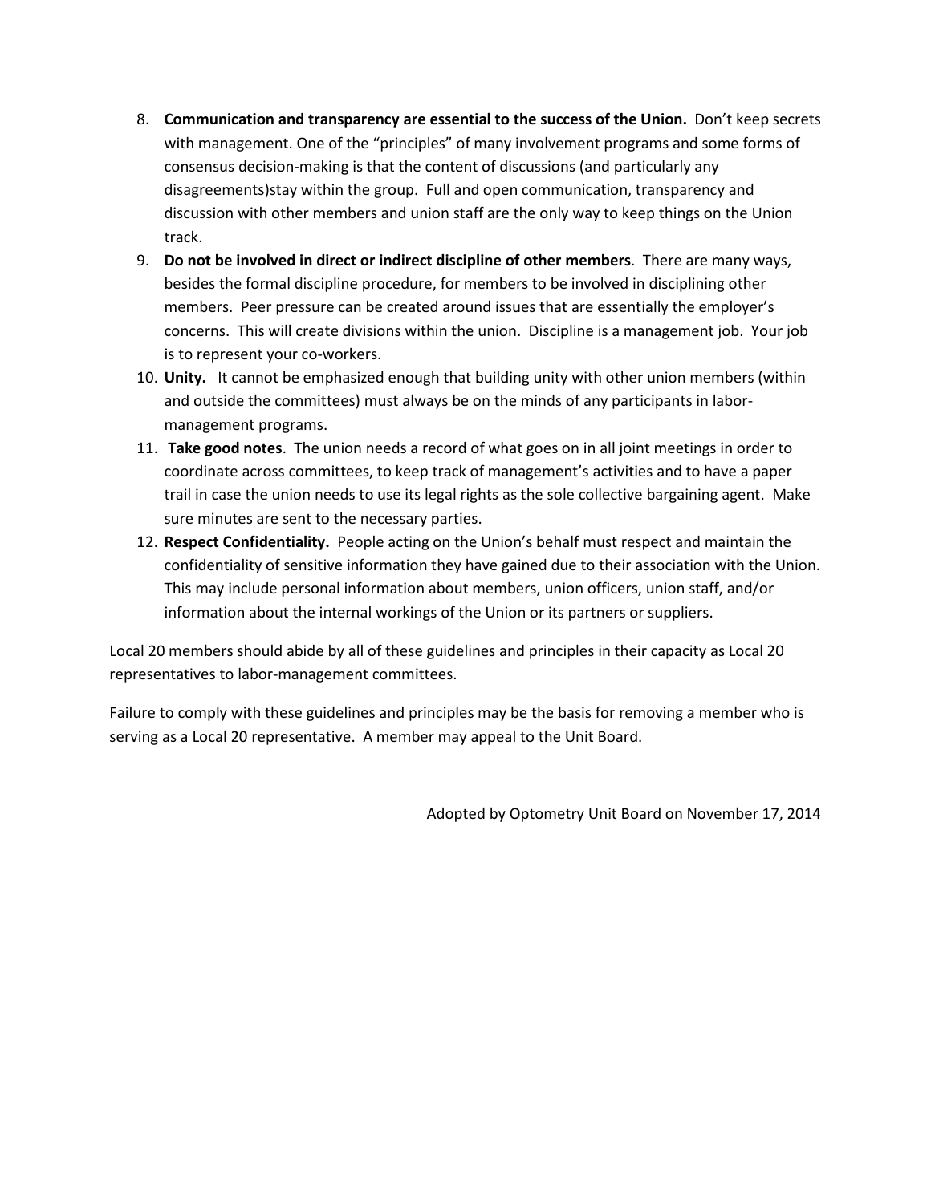8. **Communication and transparency are essential to the success of the Union.** Don't keep secrets with management. One of the "principles" of many involvement programs and some forms of consensus decision-making is that the content of discussions (and particularly any disagreements)stay within the group. Full and open communication, transparency and discussion with other members and union staff are the only way to keep things on the Union track.
9. **Do not be involved in direct or indirect discipline of other members**. There are many ways, besides the formal discipline procedure, for members to be involved in disciplining other members. Peer pressure can be created around issues that are essentially the employer's concerns. This will create divisions within the union. Discipline is a management job. Your job is to represent your co-workers.
10. **Unity.** It cannot be emphasized enough that building unity with other union members (within and outside the committees) must always be on the minds of any participants in labor-management programs.
11. **Take good notes**. The union needs a record of what goes on in all joint meetings in order to coordinate across committees, to keep track of management's activities and to have a paper trail in case the union needs to use its legal rights as the sole collective bargaining agent. Make sure minutes are sent to the necessary parties.
12. **Respect Confidentiality.** People acting on the Union's behalf must respect and maintain the confidentiality of sensitive information they have gained due to their association with the Union. This may include personal information about members, union officers, union staff, and/or information about the internal workings of the Union or its partners or suppliers.

Local 20 members should abide by all of these guidelines and principles in their capacity as Local 20 representatives to labor-management committees.

Failure to comply with these guidelines and principles may be the basis for removing a member who is serving as a Local 20 representative. A member may appeal to the Unit Board.

Adopted by Optometry Unit Board on November 17, 2014